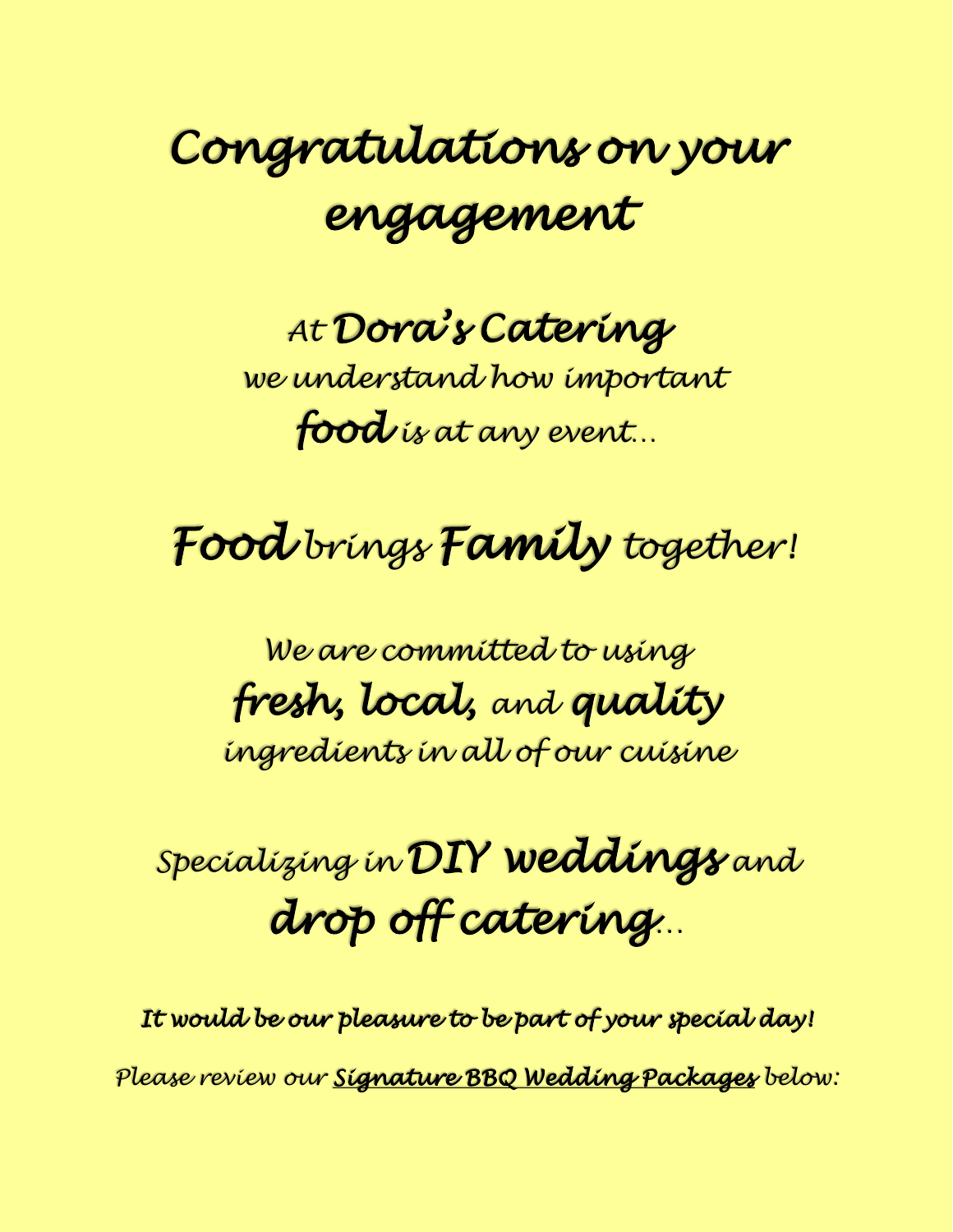# *Congratulations on your engagement*

*At **Dora's Catering***
*we understand how important*
***food** is at any event…*

## ***Food** brings **Family** together!*

*We are committed to using*
***fresh, local,** and **quality***
*ingredients in all of our cuisine*

## *Specializing in **DIY weddings** and **drop off catering**…*

***It would be our pleasure to be part of your special day!***

*Please review our **<u>Signature BBQ Wedding Packages</u>** below:*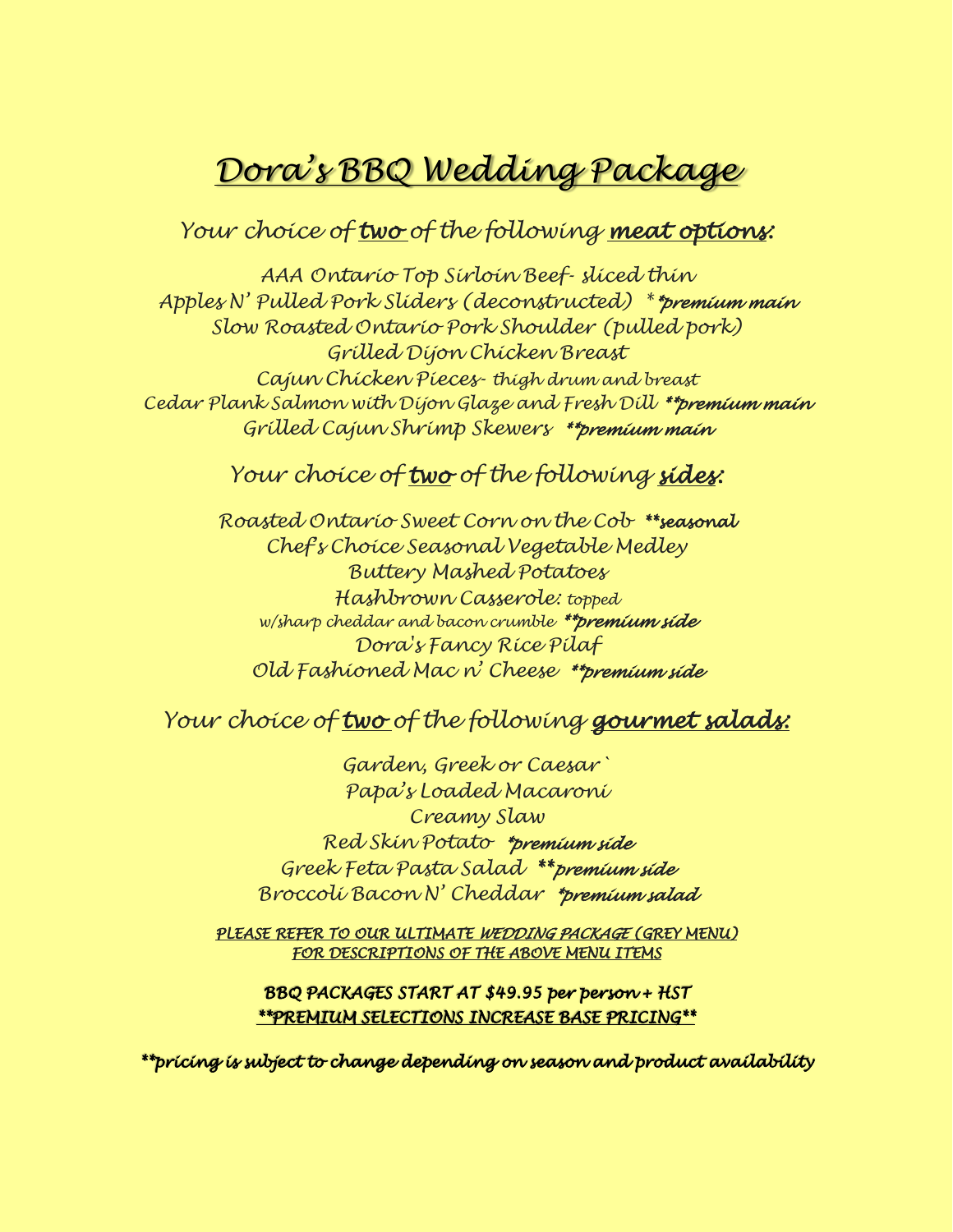# *Dora's BBQ Wedding Package*

## *Your choice of **two** of the following **meat options:***

*AAA Ontario Top Sirloin Beef- sliced thin*
*Apples N' Pulled Pork Sliders (deconstructed) ****premium main***
*Slow Roasted Ontario Pork Shoulder (pulled pork)*
*Grilled Dijon Chicken Breast*
*Cajun Chicken Pieces- thigh drum and breast*
*Cedar Plank Salmon with Dijon Glaze and Fresh Dill ****premium main***
*Grilled Cajun Shrimp Skewers ****premium main***

## *Your choice of **two** of the following **sides:***

*Roasted Ontario Sweet Corn on the Cob ****seasonal***
*Chef's Choice Seasonal Vegetable Medley*
*Buttery Mashed Potatoes*
*Hashbrown Casserole: topped w/sharp cheddar and bacon crumble ****premium side***
*Dora's Fancy Rice Pilaf*
*Old Fashioned Mac n' Cheese ****premium side***

## *Your choice of **two** of the following **gourmet salads:***

*Garden, Greek or Caesar`*
*Papa's Loaded Macaroni*
*Creamy Slaw*
*Red Skin Potato ***premium side***
*Greek Feta Pasta Salad ****premium side***
*Broccoli Bacon N' Cheddar ***premium salad***

*PLEASE REFER TO OUR ULTIMATE WEDDING PACKAGE (GREY MENU) FOR DESCRIPTIONS OF THE ABOVE MENU ITEMS*

***BBQ PACKAGES START AT $49.95 per person + HST***
***\*\*PREMIUM SELECTIONS INCREASE BASE PRICING\*\****

***\*\*pricing is subject to change depending on season and product availability***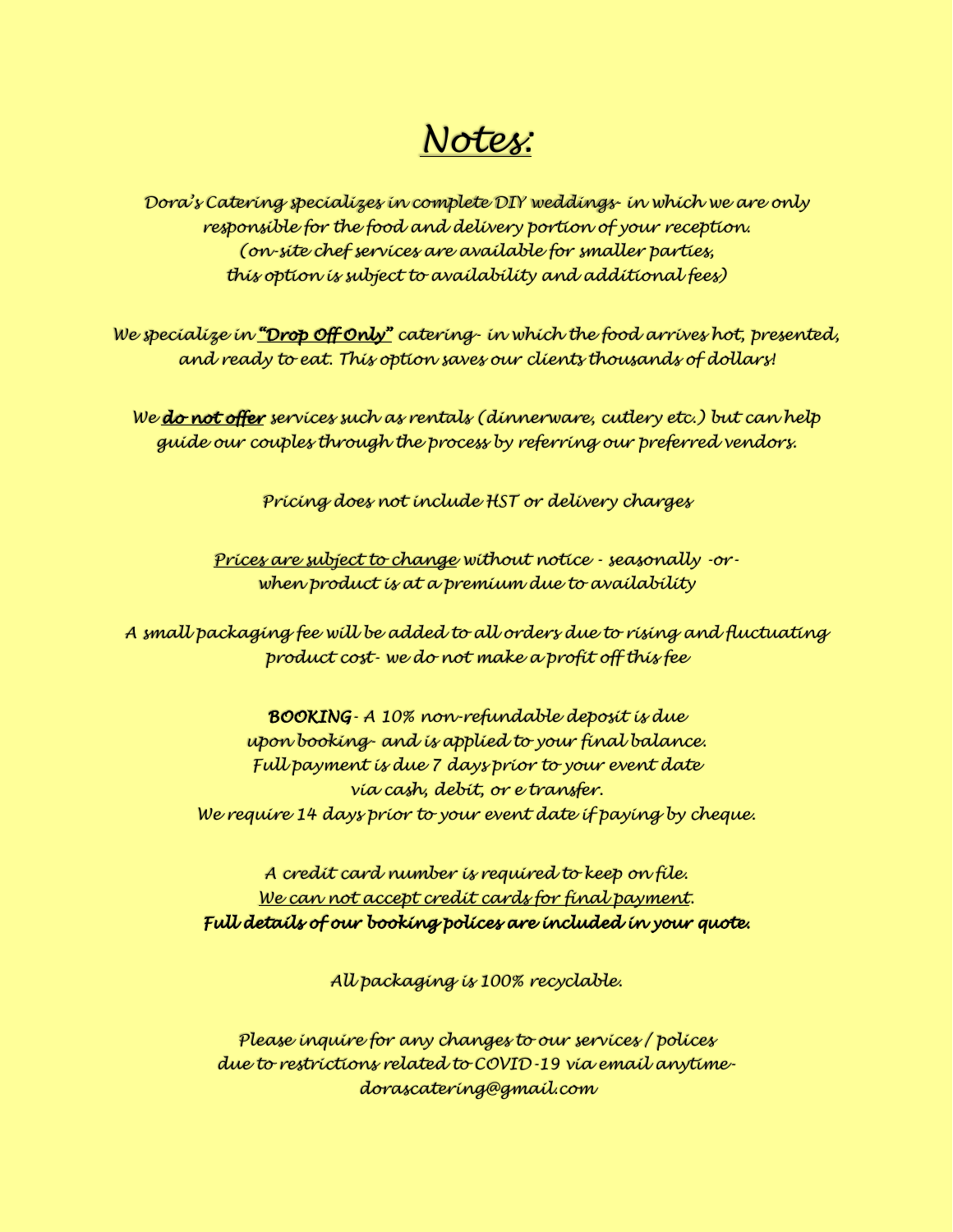# *<u>Notes:</u>*

*Dora's Catering specializes in complete DIY weddings- in which we are only responsible for the food and delivery portion of your reception.*
*(on-site chef services are available for smaller parties, this option is subject to availability and additional fees)*

*We specialize in **<u>"Drop Off Only"</u>** catering- in which the food arrives hot, presented, and ready to eat. This option saves our clients thousands of dollars!*

*We **<u>do not offer</u>** services such as rentals (dinnerware, cutlery etc.) but can help guide our couples through the process by referring our preferred vendors.*

*Pricing does not include HST or delivery charges*

*<u>Prices are subject to change</u> without notice - seasonally -or- when product is at a premium due to availability*

*A small packaging fee will be added to all orders due to rising and fluctuating product cost- we do not make a profit off this fee*

***BOOKING**- A 10% non-refundable deposit is due upon booking- and is applied to your final balance.*
*Full payment is due 7 days prior to your event date via cash, debit, or e transfer.*
*We require 14 days prior to your event date if paying by cheque.*

*A credit card number is required to keep on file.*
*<u>We can not accept credit cards for final payment</u>.*
***Full details of our booking polices are included in your quote.***

*All packaging is 100% recyclable.*

*Please inquire for any changes to our services / polices due to restrictions related to COVID-19 via email anytime- dorascatering@gmail.com*